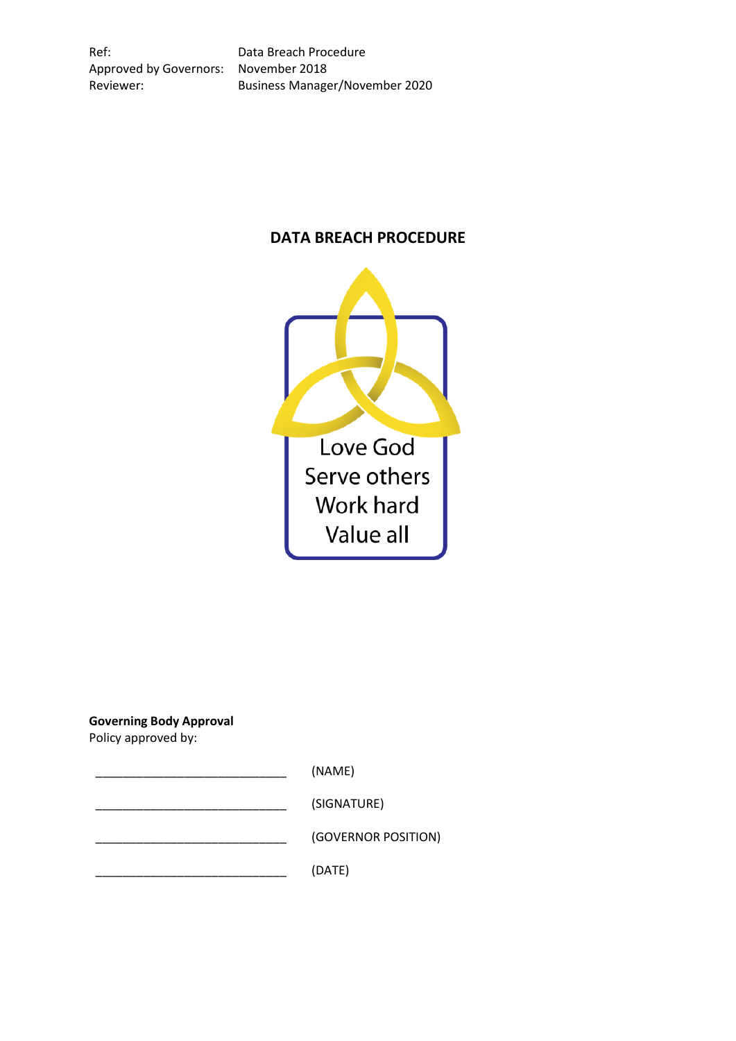| Ref: | Data Breach Procedure |
| --- | --- |
| Approved by Governors: | November 2018 |
| Reviewer: | Business Manager/November 2020 |

# DATA BREACH PROCEDURE

Love God
Serve others
Work hard
Value all

**Governing Body Approval**
Policy approved by:

_____________________________ (NAME)

_____________________________ (SIGNATURE)

_____________________________ (GOVERNOR POSITION)

_____________________________ (DATE)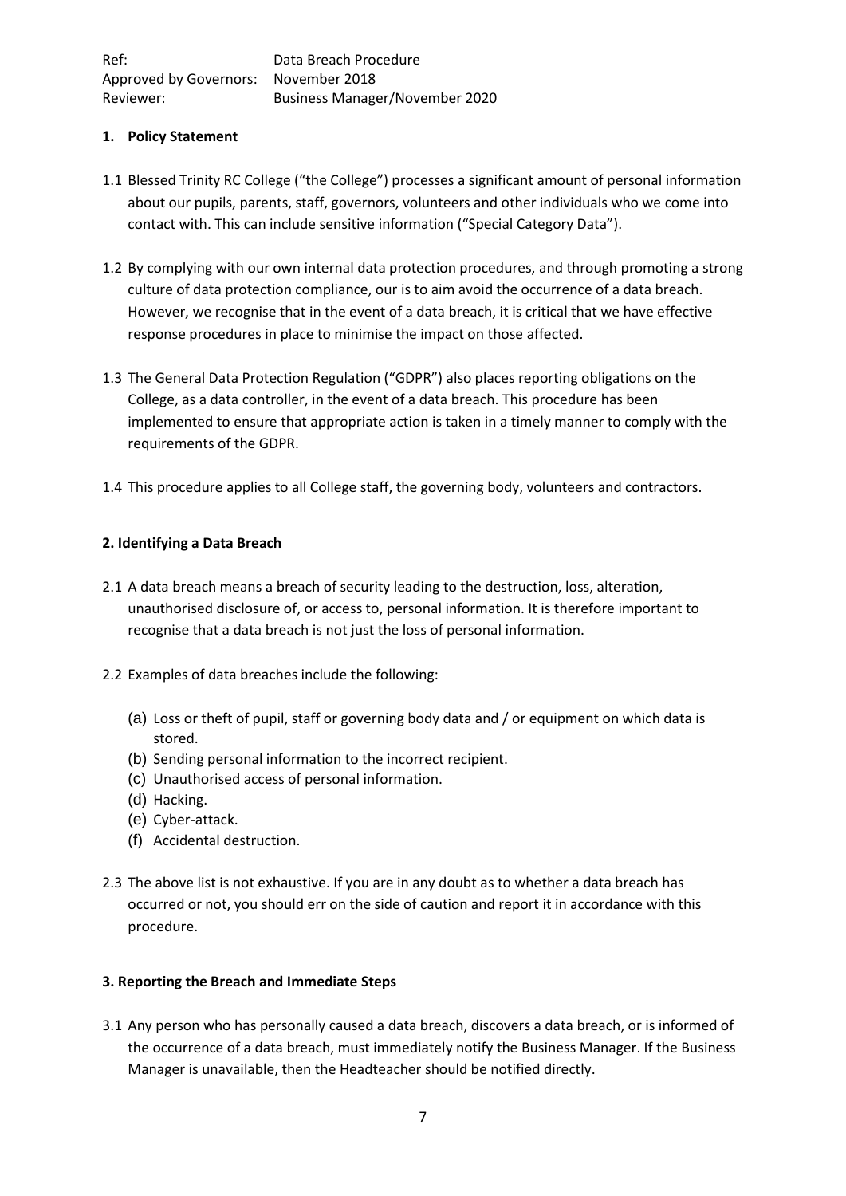| Ref: | Data Breach Procedure |
| --- | --- |
| Approved by Governors: | November 2018 |
| Reviewer: | Business Manager/November 2020 |

## 1. Policy Statement

1.1 Blessed Trinity RC College ("the College") processes a significant amount of personal information about our pupils, parents, staff, governors, volunteers and other individuals who we come into contact with. This can include sensitive information ("Special Category Data").

1.2 By complying with our own internal data protection procedures, and through promoting a strong culture of data protection compliance, our is to aim avoid the occurrence of a data breach. However, we recognise that in the event of a data breach, it is critical that we have effective response procedures in place to minimise the impact on those affected.

1.3 The General Data Protection Regulation ("GDPR") also places reporting obligations on the College, as a data controller, in the event of a data breach. This procedure has been implemented to ensure that appropriate action is taken in a timely manner to comply with the requirements of the GDPR.

1.4 This procedure applies to all College staff, the governing body, volunteers and contractors.

## 2. Identifying a Data Breach

2.1 A data breach means a breach of security leading to the destruction, loss, alteration, unauthorised disclosure of, or access to, personal information. It is therefore important to recognise that a data breach is not just the loss of personal information.

2.2 Examples of data breaches include the following:

(a) Loss or theft of pupil, staff or governing body data and / or equipment on which data is stored.
(b) Sending personal information to the incorrect recipient.
(c) Unauthorised access of personal information.
(d) Hacking.
(e) Cyber-attack.
(f) Accidental destruction.

2.3 The above list is not exhaustive. If you are in any doubt as to whether a data breach has occurred or not, you should err on the side of caution and report it in accordance with this procedure.

## 3. Reporting the Breach and Immediate Steps

3.1 Any person who has personally caused a data breach, discovers a data breach, or is informed of the occurrence of a data breach, must immediately notify the Business Manager. If the Business Manager is unavailable, then the Headteacher should be notified directly.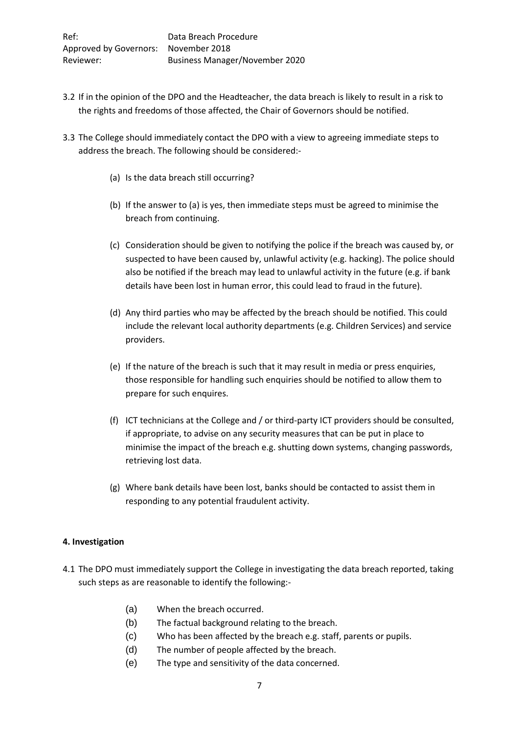3.2 If in the opinion of the DPO and the Headteacher, the data breach is likely to result in a risk to the rights and freedoms of those affected, the Chair of Governors should be notified.

3.3 The College should immediately contact the DPO with a view to agreeing immediate steps to address the breach. The following should be considered:-

(a) Is the data breach still occurring?

(b) If the answer to (a) is yes, then immediate steps must be agreed to minimise the breach from continuing.

(c) Consideration should be given to notifying the police if the breach was caused by, or suspected to have been caused by, unlawful activity (e.g. hacking). The police should also be notified if the breach may lead to unlawful activity in the future (e.g. if bank details have been lost in human error, this could lead to fraud in the future).

(d) Any third parties who may be affected by the breach should be notified. This could include the relevant local authority departments (e.g. Children Services) and service providers.

(e) If the nature of the breach is such that it may result in media or press enquiries, those responsible for handling such enquiries should be notified to allow them to prepare for such enquires.

(f) ICT technicians at the College and / or third-party ICT providers should be consulted, if appropriate, to advise on any security measures that can be put in place to minimise the impact of the breach e.g. shutting down systems, changing passwords, retrieving lost data.

(g) Where bank details have been lost, banks should be contacted to assist them in responding to any potential fraudulent activity.

**4. Investigation**

4.1 The DPO must immediately support the College in investigating the data breach reported, taking such steps as are reasonable to identify the following:-

(a) When the breach occurred.
(b) The factual background relating to the breach.
(c) Who has been affected by the breach e.g. staff, parents or pupils.
(d) The number of people affected by the breach.
(e) The type and sensitivity of the data concerned.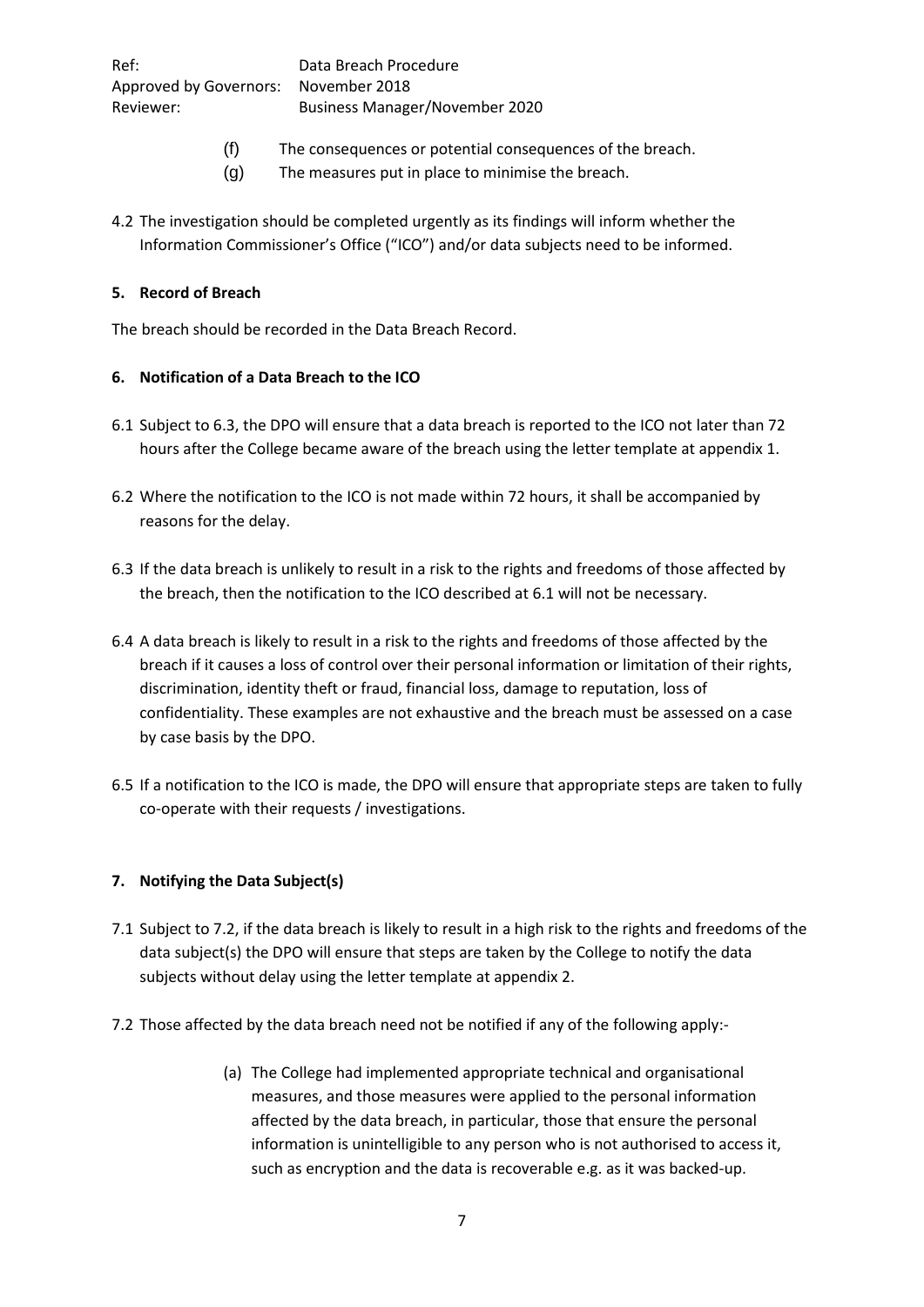(f) The consequences or potential consequences of the breach.

(g) The measures put in place to minimise the breach.

4.2 The investigation should be completed urgently as its findings will inform whether the Information Commissioner's Office ("ICO") and/or data subjects need to be informed.

**5. Record of Breach**

The breach should be recorded in the Data Breach Record.

**6. Notification of a Data Breach to the ICO**

6.1 Subject to 6.3, the DPO will ensure that a data breach is reported to the ICO not later than 72 hours after the College became aware of the breach using the letter template at appendix 1.

6.2 Where the notification to the ICO is not made within 72 hours, it shall be accompanied by reasons for the delay.

6.3 If the data breach is unlikely to result in a risk to the rights and freedoms of those affected by the breach, then the notification to the ICO described at 6.1 will not be necessary.

6.4 A data breach is likely to result in a risk to the rights and freedoms of those affected by the breach if it causes a loss of control over their personal information or limitation of their rights, discrimination, identity theft or fraud, financial loss, damage to reputation, loss of confidentiality. These examples are not exhaustive and the breach must be assessed on a case by case basis by the DPO.

6.5 If a notification to the ICO is made, the DPO will ensure that appropriate steps are taken to fully co-operate with their requests / investigations.

**7. Notifying the Data Subject(s)**

7.1 Subject to 7.2, if the data breach is likely to result in a high risk to the rights and freedoms of the data subject(s) the DPO will ensure that steps are taken by the College to notify the data subjects without delay using the letter template at appendix 2.

7.2 Those affected by the data breach need not be notified if any of the following apply:-

(a) The College had implemented appropriate technical and organisational measures, and those measures were applied to the personal information affected by the data breach, in particular, those that ensure the personal information is unintelligible to any person who is not authorised to access it, such as encryption and the data is recoverable e.g. as it was backed-up.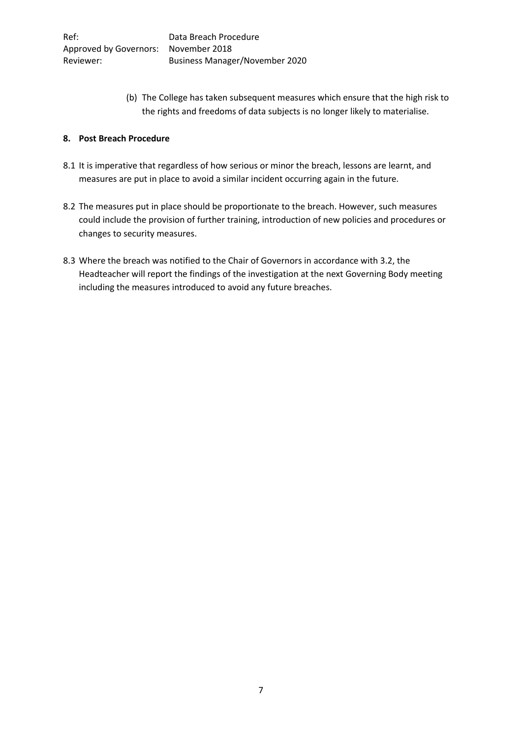(b) The College has taken subsequent measures which ensure that the high risk to the rights and freedoms of data subjects is no longer likely to materialise.

**8. Post Breach Procedure**

8.1 It is imperative that regardless of how serious or minor the breach, lessons are learnt, and measures are put in place to avoid a similar incident occurring again in the future.

8.2 The measures put in place should be proportionate to the breach. However, such measures could include the provision of further training, introduction of new policies and procedures or changes to security measures.

8.3 Where the breach was notified to the Chair of Governors in accordance with 3.2, the Headteacher will report the findings of the investigation at the next Governing Body meeting including the measures introduced to avoid any future breaches.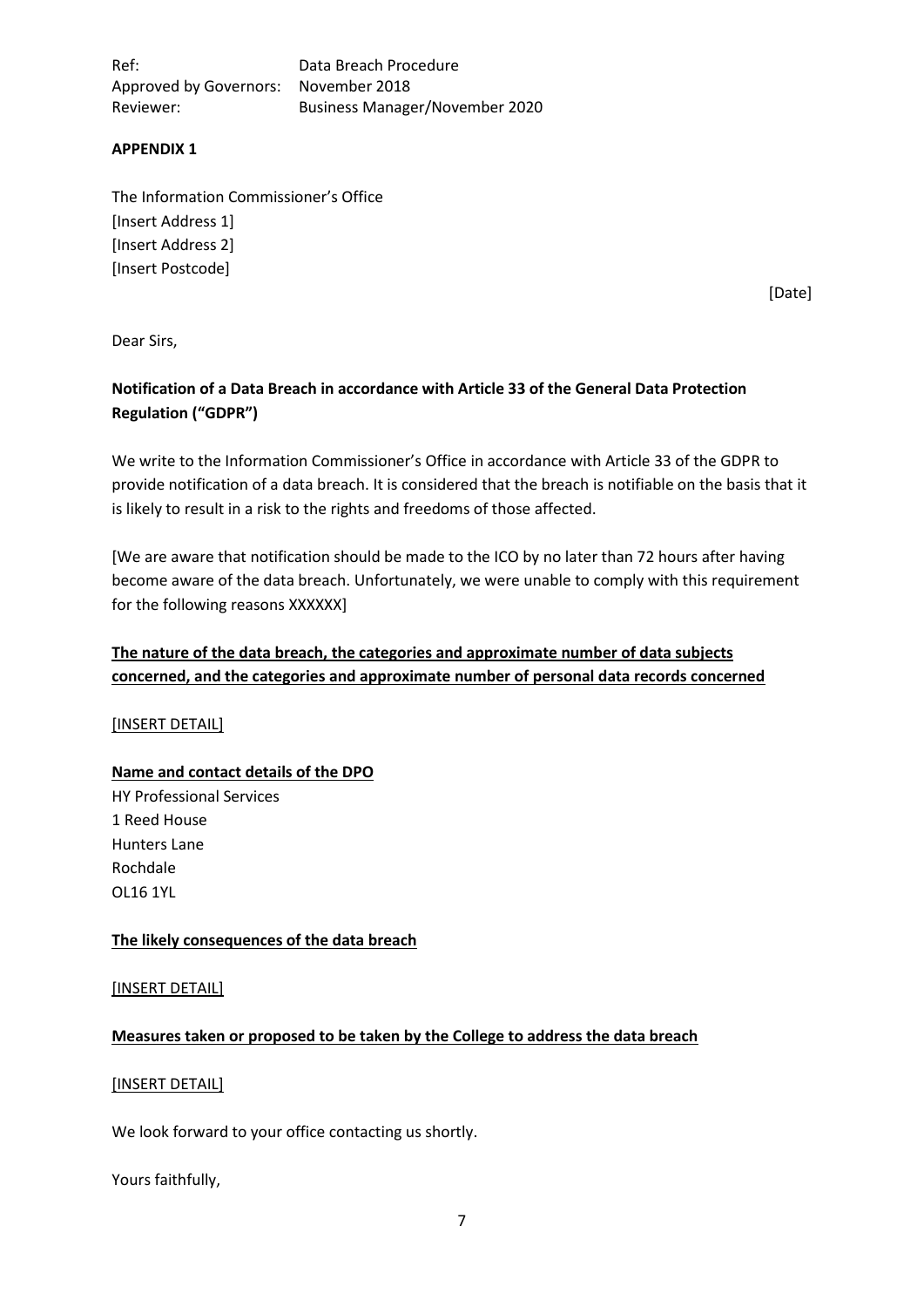Ref: Data Breach Procedure
Approved by Governors: November 2018
Reviewer: Business Manager/November 2020

**APPENDIX 1**

The Information Commissioner's Office
[Insert Address 1]
[Insert Address 2]
[Insert Postcode]

[Date]

Dear Sirs,

**Notification of a Data Breach in accordance with Article 33 of the General Data Protection Regulation ("GDPR")**

We write to the Information Commissioner's Office in accordance with Article 33 of the GDPR to provide notification of a data breach. It is considered that the breach is notifiable on the basis that it is likely to result in a risk to the rights and freedoms of those affected.

[We are aware that notification should be made to the ICO by no later than 72 hours after having become aware of the data breach. Unfortunately, we were unable to comply with this requirement for the following reasons XXXXXX]

**The nature of the data breach, the categories and approximate number of data subjects concerned, and the categories and approximate number of personal data records concerned**

[INSERT DETAIL]

**Name and contact details of the DPO**

HY Professional Services
1 Reed House
Hunters Lane
Rochdale
OL16 1YL

**The likely consequences of the data breach**

[INSERT DETAIL]

**Measures taken or proposed to be taken by the College to address the data breach**

[INSERT DETAIL]

We look forward to your office contacting us shortly.

Yours faithfully,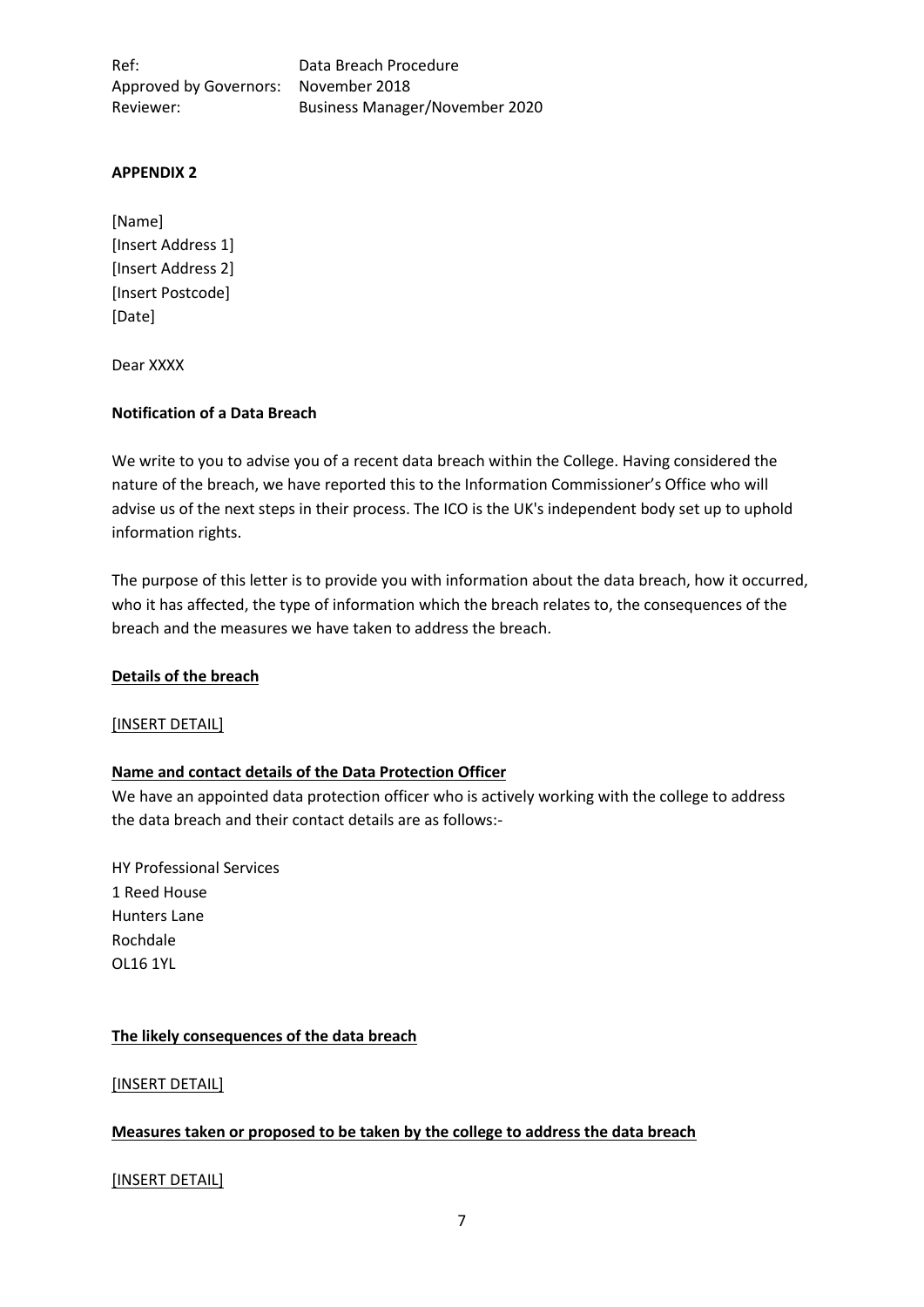Ref: Data Breach Procedure
Approved by Governors: November 2018
Reviewer: Business Manager/November 2020

**APPENDIX 2**

[Name]
[Insert Address 1]
[Insert Address 2]
[Insert Postcode]
[Date]

Dear XXXX

**Notification of a Data Breach**

We write to you to advise you of a recent data breach within the College. Having considered the nature of the breach, we have reported this to the Information Commissioner's Office who will advise us of the next steps in their process. The ICO is the UK's independent body set up to uphold information rights.

The purpose of this letter is to provide you with information about the data breach, how it occurred, who it has affected, the type of information which the breach relates to, the consequences of the breach and the measures we have taken to address the breach.

**Details of the breach**

[INSERT DETAIL]

**Name and contact details of the Data Protection Officer**

We have an appointed data protection officer who is actively working with the college to address the data breach and their contact details are as follows:-

HY Professional Services
1 Reed House
Hunters Lane
Rochdale
OL16 1YL

**The likely consequences of the data breach**

[INSERT DETAIL]

**Measures taken or proposed to be taken by the college to address the data breach**

[INSERT DETAIL]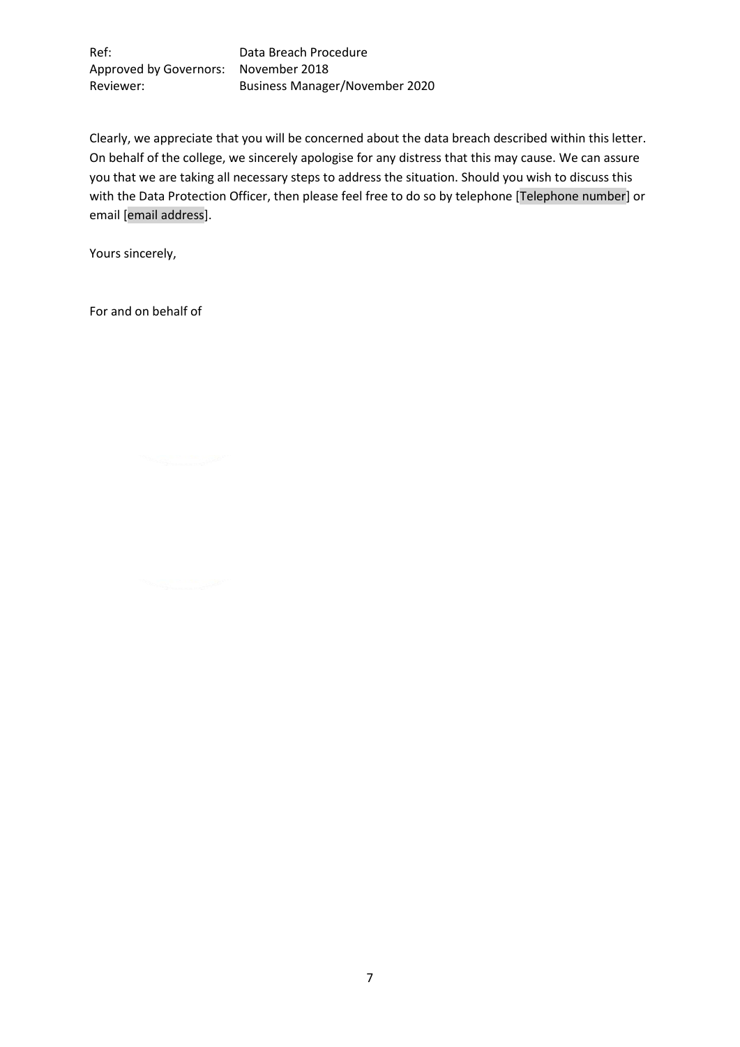Clearly, we appreciate that you will be concerned about the data breach described within this letter. On behalf of the college, we sincerely apologise for any distress that this may cause. We can assure you that we are taking all necessary steps to address the situation. Should you wish to discuss this with the Data Protection Officer, then please feel free to do so by telephone [Telephone number] or email [email address].

Yours sincerely,

For and on behalf of